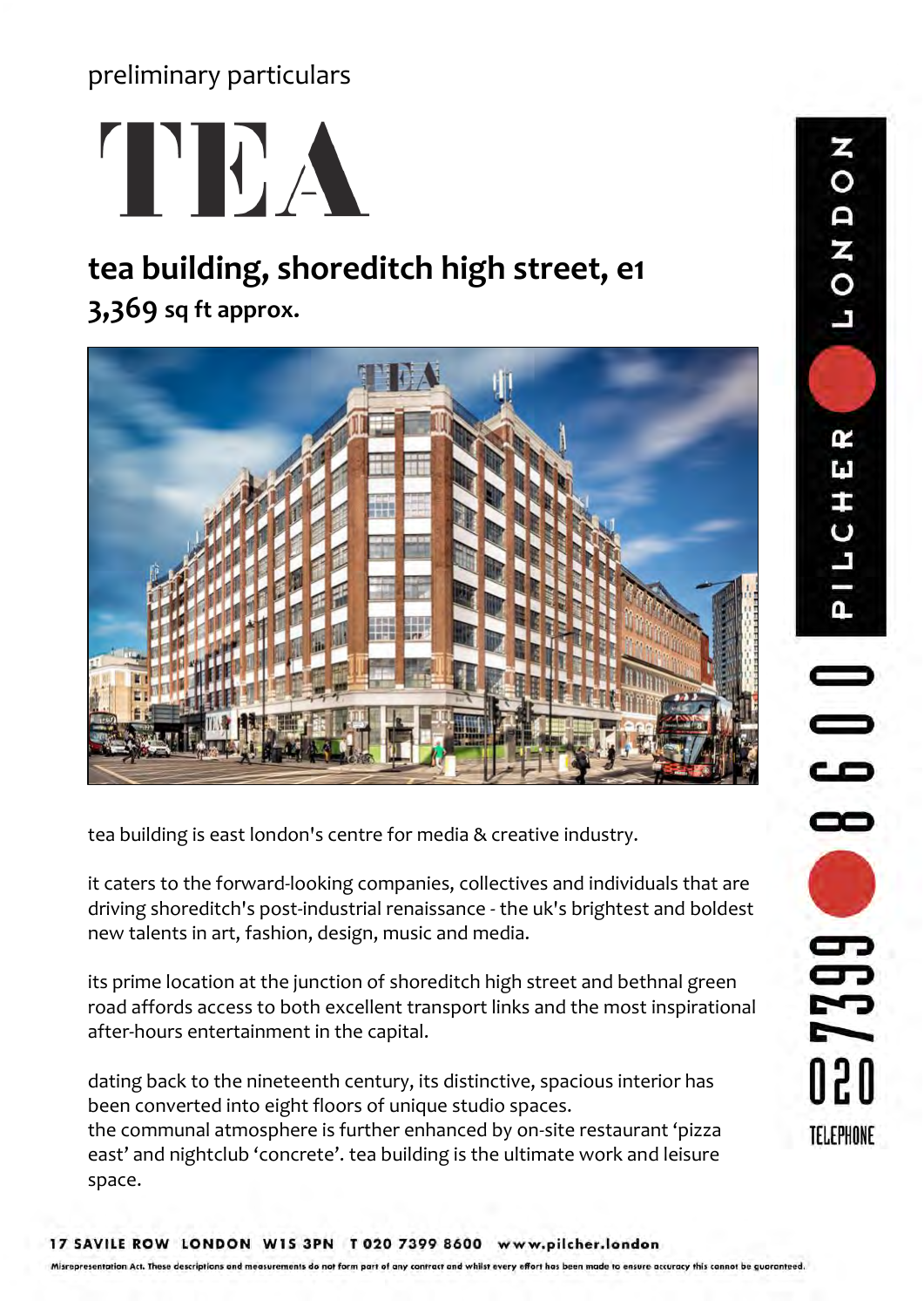preliminary particulars

# TEA

## tea building, shoreditch high street, e1

**3,369 sq ft approx.**

tea building is east london's centre for media & creative industry.

it caters to the forward-looking companies, collectives and individuals that are driving shoreditch's post-industrial renaissance - the uk's brightest and boldest new talents in art, fashion, design, music and media.

its prime location at the junction of shoreditch high street and bethnal green road affords access to both excellent transport links and the most inspirational after-hours entertainment in the capital.

dating back to the nineteenth century, its distinctive, spacious interior has been converted into eight floors of unique studio spaces.
the communal atmosphere is further enhanced by on-site restaurant 'pizza east' and nightclub 'concrete'. tea building is the ultimate work and leisure space.

PILCHER LONDON

TELEPHONE 020 7399 8600

**17 SAVILE ROW LONDON W1S 3PN T 020 7399 8600 www.pilcher.london**

Misrepresentation Act. These descriptions and measurements do not form part of any contract and whilst every effort has been made to ensure accuracy this cannot be guaranteed.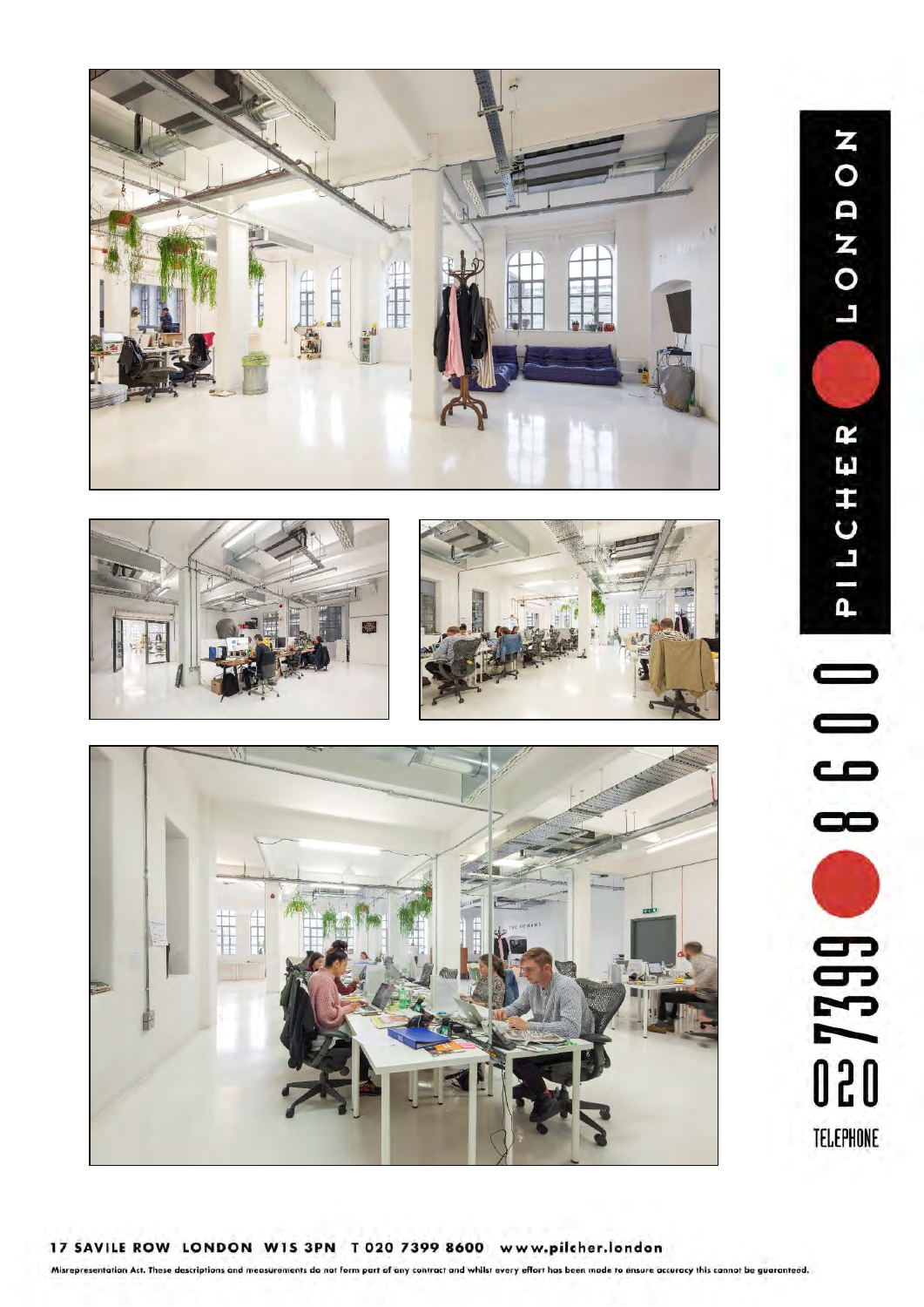PILCHER LONDON

020 7399 8600

TELEPHONE

17 SAVILE ROW LONDON W1S 3PN T 020 7399 8600 www.pilcher.london

Misrepresentation Act. These descriptions and measurements do not form part of any contract and whilst every effort has been made to ensure accuracy this cannot be guaranteed.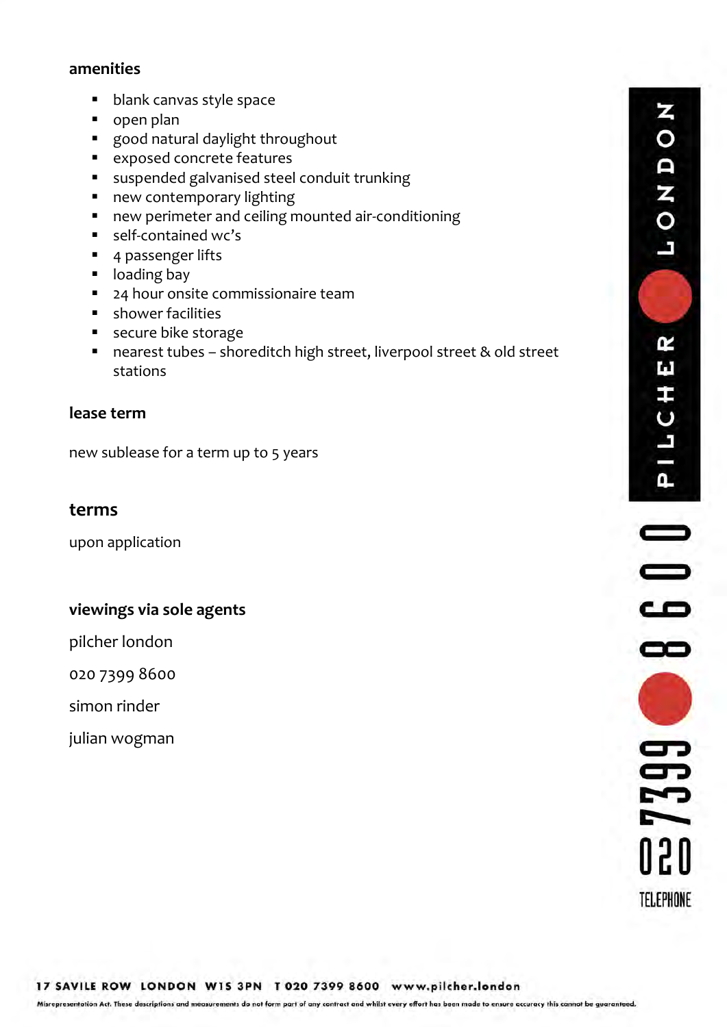## amenities

- blank canvas style space
- open plan
- good natural daylight throughout
- exposed concrete features
- suspended galvanised steel conduit trunking
- new contemporary lighting
- new perimeter and ceiling mounted air-conditioning
- self-contained wc's
- 4 passenger lifts
- loading bay
- 24 hour onsite commissionaire team
- shower facilities
- secure bike storage
- nearest tubes – shoreditch high street, liverpool street & old street stations

## lease term

new sublease for a term up to 5 years

## terms

upon application

## viewings via sole agents

pilcher london

020 7399 8600

simon rinder

julian wogman

PILCHER LONDON

020 7399 8600

TELEPHONE

**17 SAVILE ROW LONDON W1S 3PN T 020 7399 8600 www.pilcher.london**

Misrepresentation Act. These descriptions and measurements do not form part of any contract and whilst every effort has been made to ensure accuracy this cannot be guaranteed.